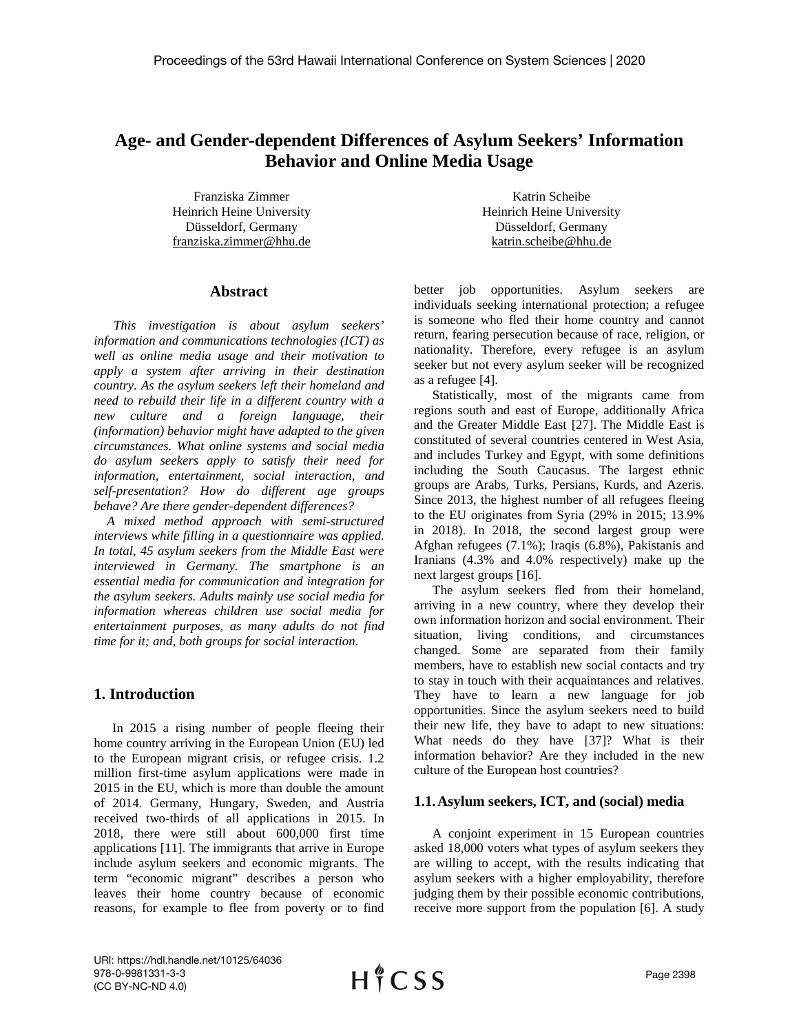# Age- and Gender-dependent Differences of Asylum Seekers' Information Behavior and Online Media Usage

Franziska Zimmer
Heinrich Heine University
Düsseldorf, Germany
franziska.zimmer@hhu.de

Katrin Scheibe
Heinrich Heine University
Düsseldorf, Germany
katrin.scheibe@hhu.de

## Abstract

*This investigation is about asylum seekers' information and communications technologies (ICT) as well as online media usage and their motivation to apply a system after arriving in their destination country. As the asylum seekers left their homeland and need to rebuild their life in a different country with a new culture and a foreign language, their (information) behavior might have adapted to the given circumstances. What online systems and social media do asylum seekers apply to satisfy their need for information, entertainment, social interaction, and self-presentation? How do different age groups behave? Are there gender-dependent differences?*

*A mixed method approach with semi-structured interviews while filling in a questionnaire was applied. In total, 45 asylum seekers from the Middle East were interviewed in Germany. The smartphone is an essential media for communication and integration for the asylum seekers. Adults mainly use social media for information whereas children use social media for entertainment purposes, as many adults do not find time for it; and, both groups for social interaction.*

## 1. Introduction

In 2015 a rising number of people fleeing their home country arriving in the European Union (EU) led to the European migrant crisis, or refugee crisis. 1.2 million first-time asylum applications were made in 2015 in the EU, which is more than double the amount of 2014. Germany, Hungary, Sweden, and Austria received two-thirds of all applications in 2015. In 2018, there were still about 600,000 first time applications [11]. The immigrants that arrive in Europe include asylum seekers and economic migrants. The term "economic migrant" describes a person who leaves their home country because of economic reasons, for example to flee from poverty or to find better job opportunities. Asylum seekers are individuals seeking international protection; a refugee is someone who fled their home country and cannot return, fearing persecution because of race, religion, or nationality. Therefore, every refugee is an asylum seeker but not every asylum seeker will be recognized as a refugee [4].

Statistically, most of the migrants came from regions south and east of Europe, additionally Africa and the Greater Middle East [27]. The Middle East is constituted of several countries centered in West Asia, and includes Turkey and Egypt, with some definitions including the South Caucasus. The largest ethnic groups are Arabs, Turks, Persians, Kurds, and Azeris. Since 2013, the highest number of all refugees fleeing to the EU originates from Syria (29% in 2015; 13.9% in 2018). In 2018, the second largest group were Afghan refugees (7.1%); Iraqis (6.8%), Pakistanis and Iranians (4.3% and 4.0% respectively) make up the next largest groups [16].

The asylum seekers fled from their homeland, arriving in a new country, where they develop their own information horizon and social environment. Their situation, living conditions, and circumstances changed. Some are separated from their family members, have to establish new social contacts and try to stay in touch with their acquaintances and relatives. They have to learn a new language for job opportunities. Since the asylum seekers need to build their new life, they have to adapt to new situations: What needs do they have [37]? What is their information behavior? Are they included in the new culture of the European host countries?

### 1.1. Asylum seekers, ICT, and (social) media

A conjoint experiment in 15 European countries asked 18,000 voters what types of asylum seekers they are willing to accept, with the results indicating that asylum seekers with a higher employability, therefore judging them by their possible economic contributions, receive more support from the population [6]. A study

URI: https://hdl.handle.net/10125/64036
978-0-9981331-3-3
(CC BY-NC-ND 4.0)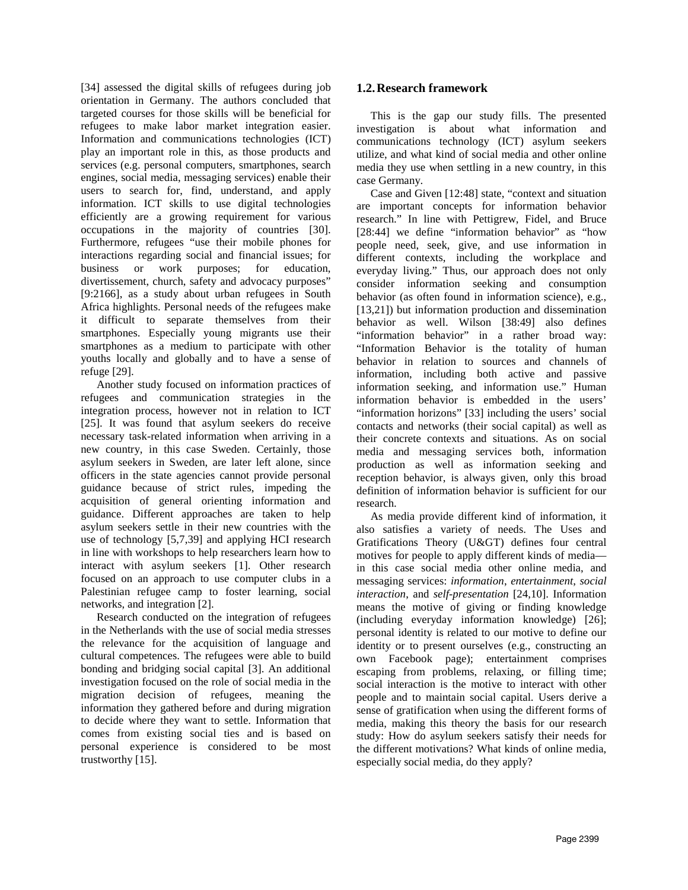[34] assessed the digital skills of refugees during job orientation in Germany. The authors concluded that targeted courses for those skills will be beneficial for refugees to make labor market integration easier. Information and communications technologies (ICT) play an important role in this, as those products and services (e.g. personal computers, smartphones, search engines, social media, messaging services) enable their users to search for, find, understand, and apply information. ICT skills to use digital technologies efficiently are a growing requirement for various occupations in the majority of countries [30]. Furthermore, refugees "use their mobile phones for interactions regarding social and financial issues; for business or work purposes; for education, divertissement, church, safety and advocacy purposes" [9:2166], as a study about urban refugees in South Africa highlights. Personal needs of the refugees make it difficult to separate themselves from their smartphones. Especially young migrants use their smartphones as a medium to participate with other youths locally and globally and to have a sense of refuge [29].

Another study focused on information practices of refugees and communication strategies in the integration process, however not in relation to ICT [25]. It was found that asylum seekers do receive necessary task-related information when arriving in a new country, in this case Sweden. Certainly, those asylum seekers in Sweden, are later left alone, since officers in the state agencies cannot provide personal guidance because of strict rules, impeding the acquisition of general orienting information and guidance. Different approaches are taken to help asylum seekers settle in their new countries with the use of technology [5,7,39] and applying HCI research in line with workshops to help researchers learn how to interact with asylum seekers [1]. Other research focused on an approach to use computer clubs in a Palestinian refugee camp to foster learning, social networks, and integration [2].

Research conducted on the integration of refugees in the Netherlands with the use of social media stresses the relevance for the acquisition of language and cultural competences. The refugees were able to build bonding and bridging social capital [3]. An additional investigation focused on the role of social media in the migration decision of refugees, meaning the information they gathered before and during migration to decide where they want to settle. Information that comes from existing social ties and is based on personal experience is considered to be most trustworthy [15].

## 1.2. Research framework

This is the gap our study fills. The presented investigation is about what information and communications technology (ICT) asylum seekers utilize, and what kind of social media and other online media they use when settling in a new country, in this case Germany.

Case and Given [12:48] state, "context and situation are important concepts for information behavior research." In line with Pettigrew, Fidel, and Bruce [28:44] we define "information behavior" as "how people need, seek, give, and use information in different contexts, including the workplace and everyday living." Thus, our approach does not only consider information seeking and consumption behavior (as often found in information science), e.g., [13,21]) but information production and dissemination behavior as well. Wilson [38:49] also defines "information behavior" in a rather broad way: "Information Behavior is the totality of human behavior in relation to sources and channels of information, including both active and passive information seeking, and information use." Human information behavior is embedded in the users' "information horizons" [33] including the users' social contacts and networks (their social capital) as well as their concrete contexts and situations. As on social media and messaging services both, information production as well as information seeking and reception behavior, is always given, only this broad definition of information behavior is sufficient for our research.

As media provide different kind of information, it also satisfies a variety of needs. The Uses and Gratifications Theory (U&GT) defines four central motives for people to apply different kinds of media—in this case social media other online media, and messaging services: *information*, *entertainment*, *social interaction*, and *self-presentation* [24,10]. Information means the motive of giving or finding knowledge (including everyday information knowledge) [26]; personal identity is related to our motive to define our identity or to present ourselves (e.g., constructing an own Facebook page); entertainment comprises escaping from problems, relaxing, or filling time; social interaction is the motive to interact with other people and to maintain social capital. Users derive a sense of gratification when using the different forms of media, making this theory the basis for our research study: How do asylum seekers satisfy their needs for the different motivations? What kinds of online media, especially social media, do they apply?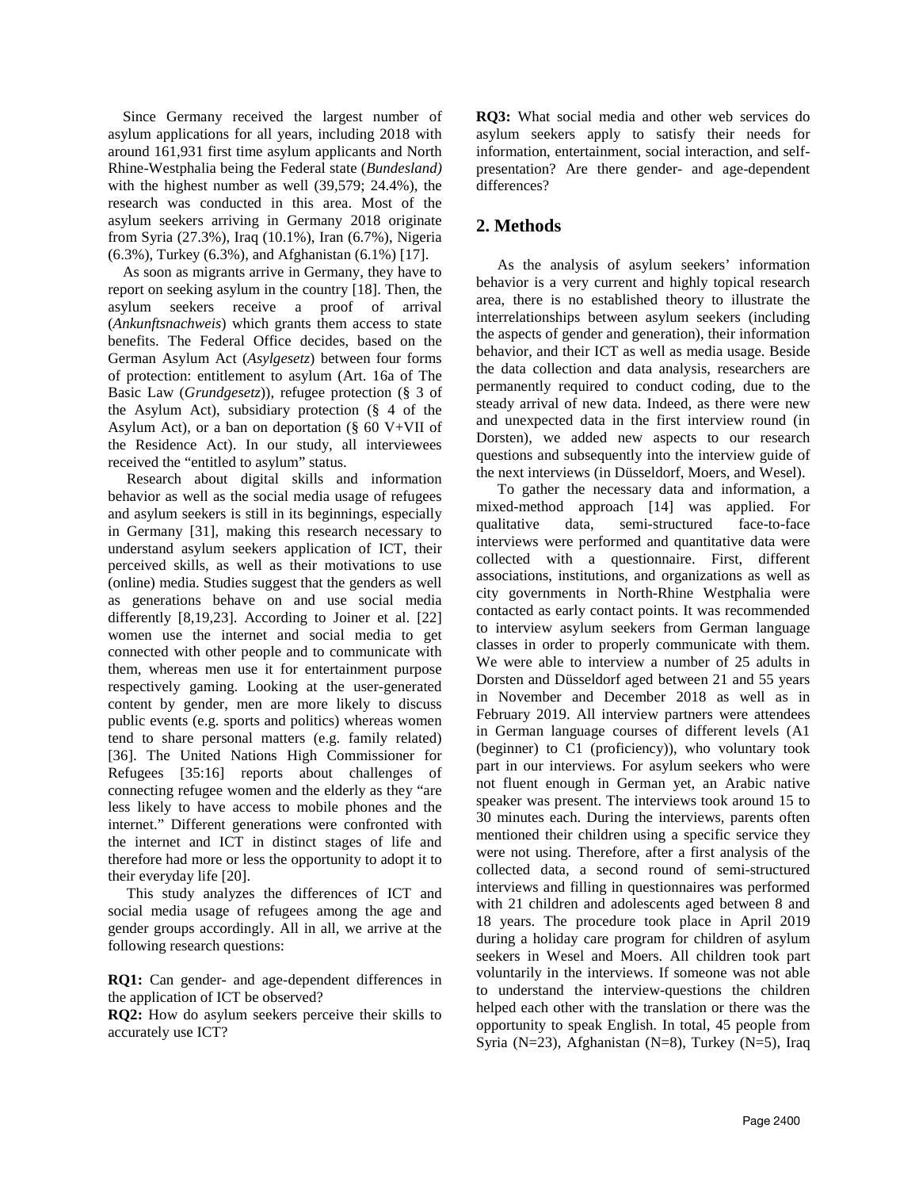Since Germany received the largest number of asylum applications for all years, including 2018 with around 161,931 first time asylum applicants and North Rhine-Westphalia being the Federal state (*Bundesland)* with the highest number as well (39,579; 24.4%), the research was conducted in this area. Most of the asylum seekers arriving in Germany 2018 originate from Syria (27.3%), Iraq (10.1%), Iran (6.7%), Nigeria (6.3%), Turkey (6.3%), and Afghanistan (6.1%) [17].

As soon as migrants arrive in Germany, they have to report on seeking asylum in the country [18]. Then, the asylum seekers receive a proof of arrival (*Ankunftsnachweis*) which grants them access to state benefits. The Federal Office decides, based on the German Asylum Act (*Asylgesetz*) between four forms of protection: entitlement to asylum (Art. 16a of The Basic Law (*Grundgesetz*)), refugee protection (§ 3 of the Asylum Act), subsidiary protection (§ 4 of the Asylum Act), or a ban on deportation (§ 60 V+VII of the Residence Act). In our study, all interviewees received the "entitled to asylum" status.

Research about digital skills and information behavior as well as the social media usage of refugees and asylum seekers is still in its beginnings, especially in Germany [31], making this research necessary to understand asylum seekers application of ICT, their perceived skills, as well as their motivations to use (online) media. Studies suggest that the genders as well as generations behave on and use social media differently [8,19,23]. According to Joiner et al. [22] women use the internet and social media to get connected with other people and to communicate with them, whereas men use it for entertainment purpose respectively gaming. Looking at the user-generated content by gender, men are more likely to discuss public events (e.g. sports and politics) whereas women tend to share personal matters (e.g. family related) [36]. The United Nations High Commissioner for Refugees [35:16] reports about challenges of connecting refugee women and the elderly as they "are less likely to have access to mobile phones and the internet." Different generations were confronted with the internet and ICT in distinct stages of life and therefore had more or less the opportunity to adopt it to their everyday life [20].

This study analyzes the differences of ICT and social media usage of refugees among the age and gender groups accordingly. All in all, we arrive at the following research questions:

**RQ1:** Can gender- and age-dependent differences in the application of ICT be observed?

**RQ2:** How do asylum seekers perceive their skills to accurately use ICT?

**RQ3:** What social media and other web services do asylum seekers apply to satisfy their needs for information, entertainment, social interaction, and self-presentation? Are there gender- and age-dependent differences?

## 2. Methods

As the analysis of asylum seekers' information behavior is a very current and highly topical research area, there is no established theory to illustrate the interrelationships between asylum seekers (including the aspects of gender and generation), their information behavior, and their ICT as well as media usage. Beside the data collection and data analysis, researchers are permanently required to conduct coding, due to the steady arrival of new data. Indeed, as there were new and unexpected data in the first interview round (in Dorsten), we added new aspects to our research questions and subsequently into the interview guide of the next interviews (in Düsseldorf, Moers, and Wesel).

To gather the necessary data and information, a mixed-method approach [14] was applied. For qualitative data, semi-structured face-to-face interviews were performed and quantitative data were collected with a questionnaire. First, different associations, institutions, and organizations as well as city governments in North-Rhine Westphalia were contacted as early contact points. It was recommended to interview asylum seekers from German language classes in order to properly communicate with them. We were able to interview a number of 25 adults in Dorsten and Düsseldorf aged between 21 and 55 years in November and December 2018 as well as in February 2019. All interview partners were attendees in German language courses of different levels (A1 (beginner) to C1 (proficiency)), who voluntary took part in our interviews. For asylum seekers who were not fluent enough in German yet, an Arabic native speaker was present. The interviews took around 15 to 30 minutes each. During the interviews, parents often mentioned their children using a specific service they were not using. Therefore, after a first analysis of the collected data, a second round of semi-structured interviews and filling in questionnaires was performed with 21 children and adolescents aged between 8 and 18 years. The procedure took place in April 2019 during a holiday care program for children of asylum seekers in Wesel and Moers. All children took part voluntarily in the interviews. If someone was not able to understand the interview-questions the children helped each other with the translation or there was the opportunity to speak English. In total, 45 people from Syria (N=23), Afghanistan (N=8), Turkey (N=5), Iraq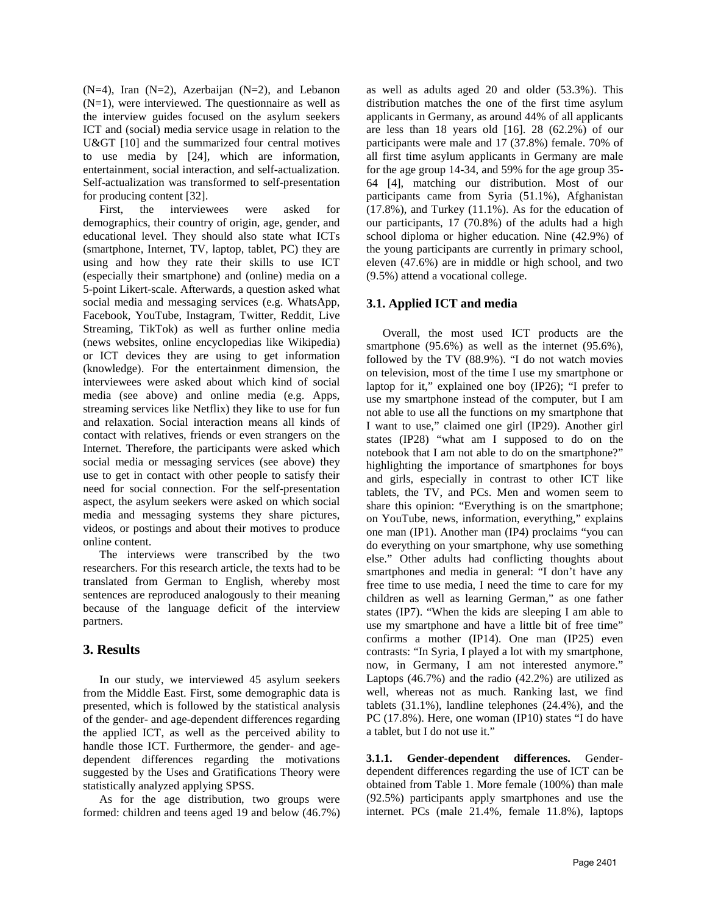(N=4), Iran (N=2), Azerbaijan (N=2), and Lebanon (N=1), were interviewed. The questionnaire as well as the interview guides focused on the asylum seekers ICT and (social) media service usage in relation to the U&GT [10] and the summarized four central motives to use media by [24], which are information, entertainment, social interaction, and self-actualization. Self-actualization was transformed to self-presentation for producing content [32].

First, the interviewees were asked for demographics, their country of origin, age, gender, and educational level. They should also state what ICTs (smartphone, Internet, TV, laptop, tablet, PC) they are using and how they rate their skills to use ICT (especially their smartphone) and (online) media on a 5-point Likert-scale. Afterwards, a question asked what social media and messaging services (e.g. WhatsApp, Facebook, YouTube, Instagram, Twitter, Reddit, Live Streaming, TikTok) as well as further online media (news websites, online encyclopedias like Wikipedia) or ICT devices they are using to get information (knowledge). For the entertainment dimension, the interviewees were asked about which kind of social media (see above) and online media (e.g. Apps, streaming services like Netflix) they like to use for fun and relaxation. Social interaction means all kinds of contact with relatives, friends or even strangers on the Internet. Therefore, the participants were asked which social media or messaging services (see above) they use to get in contact with other people to satisfy their need for social connection. For the self-presentation aspect, the asylum seekers were asked on which social media and messaging systems they share pictures, videos, or postings and about their motives to produce online content.

The interviews were transcribed by the two researchers. For this research article, the texts had to be translated from German to English, whereby most sentences are reproduced analogously to their meaning because of the language deficit of the interview partners.

## 3. Results

In our study, we interviewed 45 asylum seekers from the Middle East. First, some demographic data is presented, which is followed by the statistical analysis of the gender- and age-dependent differences regarding the applied ICT, as well as the perceived ability to handle those ICT. Furthermore, the gender- and age-dependent differences regarding the motivations suggested by the Uses and Gratifications Theory were statistically analyzed applying SPSS.

As for the age distribution, two groups were formed: children and teens aged 19 and below (46.7%) as well as adults aged 20 and older (53.3%). This distribution matches the one of the first time asylum applicants in Germany, as around 44% of all applicants are less than 18 years old [16]. 28 (62.2%) of our participants were male and 17 (37.8%) female. 70% of all first time asylum applicants in Germany are male for the age group 14-34, and 59% for the age group 35-64 [4], matching our distribution. Most of our participants came from Syria (51.1%), Afghanistan (17.8%), and Turkey (11.1%). As for the education of our participants, 17 (70.8%) of the adults had a high school diploma or higher education. Nine (42.9%) of the young participants are currently in primary school, eleven (47.6%) are in middle or high school, and two (9.5%) attend a vocational college.

### 3.1. Applied ICT and media

Overall, the most used ICT products are the smartphone (95.6%) as well as the internet (95.6%), followed by the TV (88.9%). "I do not watch movies on television, most of the time I use my smartphone or laptop for it," explained one boy (IP26); "I prefer to use my smartphone instead of the computer, but I am not able to use all the functions on my smartphone that I want to use," claimed one girl (IP29). Another girl states (IP28) "what am I supposed to do on the notebook that I am not able to do on the smartphone?" highlighting the importance of smartphones for boys and girls, especially in contrast to other ICT like tablets, the TV, and PCs. Men and women seem to share this opinion: "Everything is on the smartphone; on YouTube, news, information, everything," explains one man (IP1). Another man (IP4) proclaims "you can do everything on your smartphone, why use something else." Other adults had conflicting thoughts about smartphones and media in general: "I don't have any free time to use media, I need the time to care for my children as well as learning German," as one father states (IP7). "When the kids are sleeping I am able to use my smartphone and have a little bit of free time" confirms a mother (IP14). One man (IP25) even contrasts: "In Syria, I played a lot with my smartphone, now, in Germany, I am not interested anymore." Laptops (46.7%) and the radio (42.2%) are utilized as well, whereas not as much. Ranking last, we find tablets (31.1%), landline telephones (24.4%), and the PC (17.8%). Here, one woman (IP10) states "I do have a tablet, but I do not use it."

**3.1.1. Gender-dependent differences.** Gender-dependent differences regarding the use of ICT can be obtained from Table 1. More female (100%) than male (92.5%) participants apply smartphones and use the internet. PCs (male 21.4%, female 11.8%), laptops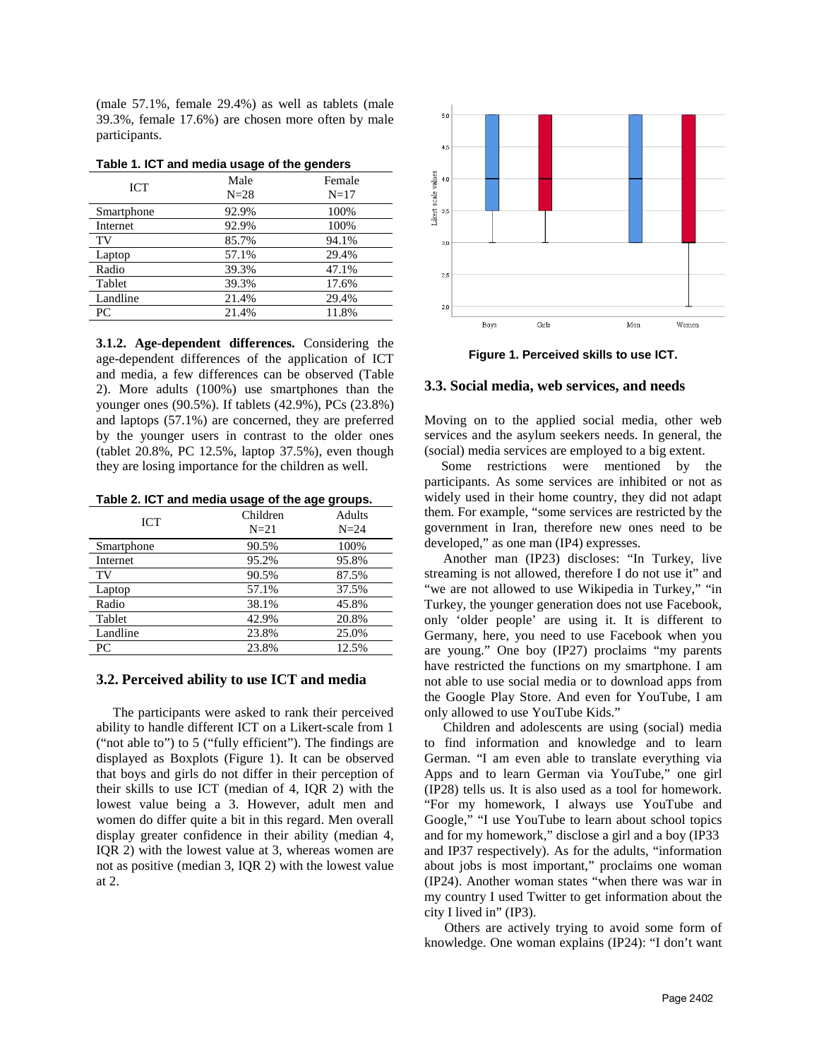(male 57.1%, female 29.4%) as well as tablets (male 39.3%, female 17.6%) are chosen more often by male participants.

**Table 1. ICT and media usage of the genders**

| ICT | Male N=28 | Female N=17 |
|---|---|---|
| Smartphone | 92.9% | 100% |
| Internet | 92.9% | 100% |
| TV | 85.7% | 94.1% |
| Laptop | 57.1% | 29.4% |
| Radio | 39.3% | 47.1% |
| Tablet | 39.3% | 17.6% |
| Landline | 21.4% | 29.4% |
| PC | 21.4% | 11.8% |

**3.1.2. Age-dependent differences.** Considering the age-dependent differences of the application of ICT and media, a few differences can be observed (Table 2). More adults (100%) use smartphones than the younger ones (90.5%). If tablets (42.9%), PCs (23.8%) and laptops (57.1%) are concerned, they are preferred by the younger users in contrast to the older ones (tablet 20.8%, PC 12.5%, laptop 37.5%), even though they are losing importance for the children as well.

**Table 2. ICT and media usage of the age groups.**

| ICT | Children N=21 | Adults N=24 |
|---|---|---|
| Smartphone | 90.5% | 100% |
| Internet | 95.2% | 95.8% |
| TV | 90.5% | 87.5% |
| Laptop | 57.1% | 37.5% |
| Radio | 38.1% | 45.8% |
| Tablet | 42.9% | 20.8% |
| Landline | 23.8% | 25.0% |
| PC | 23.8% | 12.5% |

### 3.2. Perceived ability to use ICT and media

The participants were asked to rank their perceived ability to handle different ICT on a Likert-scale from 1 ("not able to") to 5 ("fully efficient"). The findings are displayed as Boxplots (Figure 1). It can be observed that boys and girls do not differ in their perception of their skills to use ICT (median of 4, IQR 2) with the lowest value being a 3. However, adult men and women do differ quite a bit in this regard. Men overall display greater confidence in their ability (median 4, IQR 2) with the lowest value at 3, whereas women are not as positive (median 3, IQR 2) with the lowest value at 2.

**Figure 1. Perceived skills to use ICT.**

### 3.3. Social media, web services, and needs

Moving on to the applied social media, other web services and the asylum seekers needs. In general, the (social) media services are employed to a big extent.

Some restrictions were mentioned by the participants. As some services are inhibited or not as widely used in their home country, they did not adapt them. For example, "some services are restricted by the government in Iran, therefore new ones need to be developed," as one man (IP4) expresses.

Another man (IP23) discloses: "In Turkey, live streaming is not allowed, therefore I do not use it" and "we are not allowed to use Wikipedia in Turkey," "in Turkey, the younger generation does not use Facebook, only 'older people' are using it. It is different to Germany, here, you need to use Facebook when you are young." One boy (IP27) proclaims "my parents have restricted the functions on my smartphone. I am not able to use social media or to download apps from the Google Play Store. And even for YouTube, I am only allowed to use YouTube Kids."

Children and adolescents are using (social) media to find information and knowledge and to learn German. "I am even able to translate everything via Apps and to learn German via YouTube," one girl (IP28) tells us. It is also used as a tool for homework. "For my homework, I always use YouTube and Google," "I use YouTube to learn about school topics and for my homework," disclose a girl and a boy (IP33 and IP37 respectively). As for the adults, "information about jobs is most important," proclaims one woman (IP24). Another woman states "when there was war in my country I used Twitter to get information about the city I lived in" (IP3).

Others are actively trying to avoid some form of knowledge. One woman explains (IP24): "I don't want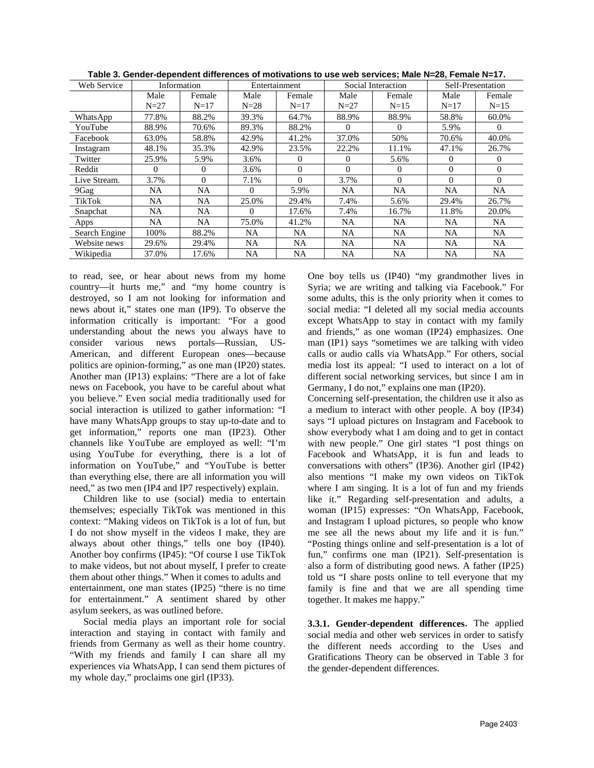**Table 3. Gender-dependent differences of motivations to use web services; Male N=28, Female N=17.**

| Web Service | Information | | Entertainment | | Social Interaction | | Self-Presentation | |
|---|---|---|---|---|---|---|---|---|
| | Male N=27 | Female N=17 | Male N=28 | Female N=17 | Male N=27 | Female N=15 | Male N=17 | Female N=15 |
| WhatsApp | 77.8% | 88.2% | 39.3% | 64.7% | 88.9% | 88.9% | 58.8% | 60.0% |
| YouTube | 88.9% | 70.6% | 89.3% | 88.2% | 0 | 0 | 5.9% | 0 |
| Facebook | 63.0% | 58.8% | 42.9% | 41.2% | 37.0% | 50% | 70.6% | 40.0% |
| Instagram | 48.1% | 35.3% | 42.9% | 23.5% | 22.2% | 11.1% | 47.1% | 26.7% |
| Twitter | 25.9% | 5.9% | 3.6% | 0 | 0 | 5.6% | 0 | 0 |
| Reddit | 0 | 0 | 3.6% | 0 | 0 | 0 | 0 | 0 |
| Live Stream. | 3.7% | 0 | 7.1% | 0 | 3.7% | 0 | 0 | 0 |
| 9Gag | NA | NA | 0 | 5.9% | NA | NA | NA | NA |
| TikTok | NA | NA | 25.0% | 29.4% | 7.4% | 5.6% | 29.4% | 26.7% |
| Snapchat | NA | NA | 0 | 17.6% | 7.4% | 16.7% | 11.8% | 20.0% |
| Apps | NA | NA | 75.0% | 41.2% | NA | NA | NA | NA |
| Search Engine | 100% | 88.2% | NA | NA | NA | NA | NA | NA |
| Website news | 29.6% | 29.4% | NA | NA | NA | NA | NA | NA |
| Wikipedia | 37.0% | 17.6% | NA | NA | NA | NA | NA | NA |

to read, see, or hear about news from my home country—it hurts me," and "my home country is destroyed, so I am not looking for information and news about it," states one man (IP9). To observe the information critically is important: "For a good understanding about the news you always have to consider various news portals—Russian, US-American, and different European ones—because politics are opinion-forming," as one man (IP20) states. Another man (IP13) explains: "There are a lot of fake news on Facebook, you have to be careful about what you believe." Even social media traditionally used for social interaction is utilized to gather information: "I have many WhatsApp groups to stay up-to-date and to get information," reports one man (IP23). Other channels like YouTube are employed as well: "I'm using YouTube for everything, there is a lot of information on YouTube," and "YouTube is better than everything else, there are all information you will need," as two men (IP4 and IP7 respectively) explain.

Children like to use (social) media to entertain themselves; especially TikTok was mentioned in this context: "Making videos on TikTok is a lot of fun, but I do not show myself in the videos I make, they are always about other things," tells one boy (IP40). Another boy confirms (IP45): "Of course I use TikTok to make videos, but not about myself, I prefer to create them about other things." When it comes to adults and entertainment, one man states (IP25) "there is no time for entertainment." A sentiment shared by other asylum seekers, as was outlined before.

Social media plays an important role for social interaction and staying in contact with family and friends from Germany as well as their home country. "With my friends and family I can share all my experiences via WhatsApp, I can send them pictures of my whole day," proclaims one girl (IP33). One boy tells us (IP40) "my grandmother lives in Syria; we are writing and talking via Facebook." For some adults, this is the only priority when it comes to social media: "I deleted all my social media accounts except WhatsApp to stay in contact with my family and friends," as one woman (IP24) emphasizes. One man (IP1) says "sometimes we are talking with video calls or audio calls via WhatsApp." For others, social media lost its appeal: "I used to interact on a lot of different social networking services, but since I am in Germany, I do not," explains one man (IP20).

Concerning self-presentation, the children use it also as a medium to interact with other people. A boy (IP34) says "I upload pictures on Instagram and Facebook to show everybody what I am doing and to get in contact with new people." One girl states "I post things on Facebook and WhatsApp, it is fun and leads to conversations with others" (IP36). Another girl (IP42) also mentions "I make my own videos on TikTok where I am singing. It is a lot of fun and my friends like it." Regarding self-presentation and adults, a woman (IP15) expresses: "On WhatsApp, Facebook, and Instagram I upload pictures, so people who know me see all the news about my life and it is fun." "Posting things online and self-presentation is a lot of fun," confirms one man (IP21). Self-presentation is also a form of distributing good news. A father (IP25) told us "I share posts online to tell everyone that my family is fine and that we are all spending time together. It makes me happy."

**3.3.1. Gender-dependent differences.** The applied social media and other web services in order to satisfy the different needs according to the Uses and Gratifications Theory can be observed in Table 3 for the gender-dependent differences.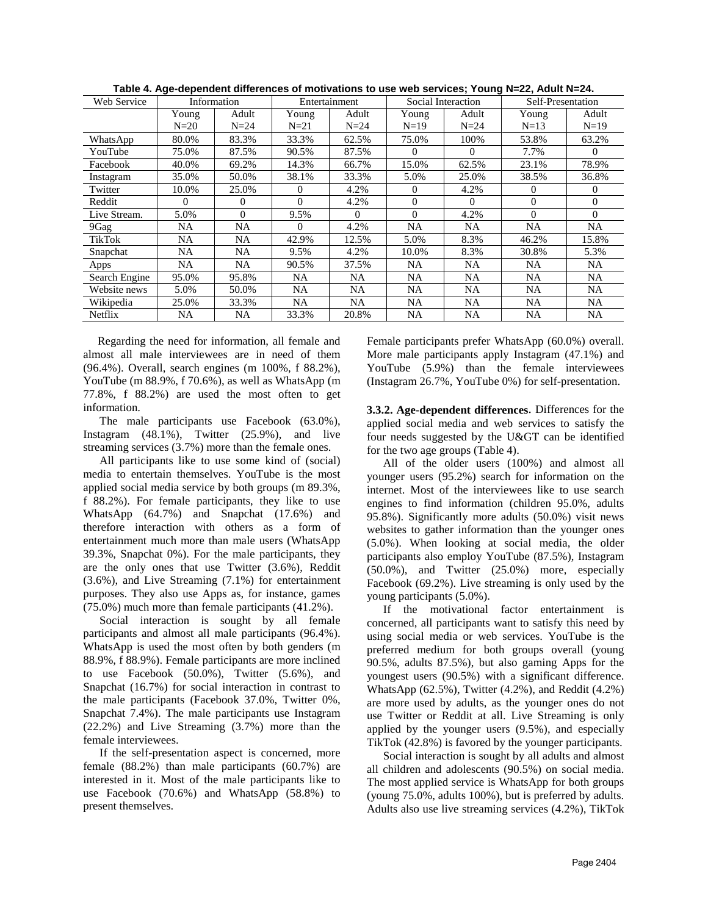**Table 4. Age-dependent differences of motivations to use web services; Young N=22, Adult N=24.**

| Web Service | Information | | Entertainment | | Social Interaction | | Self-Presentation | |
|---|---|---|---|---|---|---|---|---|
| | Young N=20 | Adult N=24 | Young N=21 | Adult N=24 | Young N=19 | Adult N=24 | Young N=13 | Adult N=19 |
| WhatsApp | 80.0% | 83.3% | 33.3% | 62.5% | 75.0% | 100% | 53.8% | 63.2% |
| YouTube | 75.0% | 87.5% | 90.5% | 87.5% | 0 | 0 | 7.7% | 0 |
| Facebook | 40.0% | 69.2% | 14.3% | 66.7% | 15.0% | 62.5% | 23.1% | 78.9% |
| Instagram | 35.0% | 50.0% | 38.1% | 33.3% | 5.0% | 25.0% | 38.5% | 36.8% |
| Twitter | 10.0% | 25.0% | 0 | 4.2% | 0 | 4.2% | 0 | 0 |
| Reddit | 0 | 0 | 0 | 4.2% | 0 | 0 | 0 | 0 |
| Live Stream. | 5.0% | 0 | 9.5% | 0 | 0 | 4.2% | 0 | 0 |
| 9Gag | NA | NA | 0 | 4.2% | NA | NA | NA | NA |
| TikTok | NA | NA | 42.9% | 12.5% | 5.0% | 8.3% | 46.2% | 15.8% |
| Snapchat | NA | NA | 9.5% | 4.2% | 10.0% | 8.3% | 30.8% | 5.3% |
| Apps | NA | NA | 90.5% | 37.5% | NA | NA | NA | NA |
| Search Engine | 95.0% | 95.8% | NA | NA | NA | NA | NA | NA |
| Website news | 5.0% | 50.0% | NA | NA | NA | NA | NA | NA |
| Wikipedia | 25.0% | 33.3% | NA | NA | NA | NA | NA | NA |
| Netflix | NA | NA | 33.3% | 20.8% | NA | NA | NA | NA |

Regarding the need for information, all female and almost all male interviewees are in need of them (96.4%). Overall, search engines (m 100%, f 88.2%), YouTube (m 88.9%, f 70.6%), as well as WhatsApp (m 77.8%, f 88.2%) are used the most often to get information.

The male participants use Facebook (63.0%), Instagram (48.1%), Twitter (25.9%), and live streaming services (3.7%) more than the female ones.

All participants like to use some kind of (social) media to entertain themselves. YouTube is the most applied social media service by both groups (m 89.3%, f 88.2%). For female participants, they like to use WhatsApp (64.7%) and Snapchat (17.6%) and therefore interaction with others as a form of entertainment much more than male users (WhatsApp 39.3%, Snapchat 0%). For the male participants, they are the only ones that use Twitter (3.6%), Reddit (3.6%), and Live Streaming (7.1%) for entertainment purposes. They also use Apps as, for instance, games (75.0%) much more than female participants (41.2%).

Social interaction is sought by all female participants and almost all male participants (96.4%). WhatsApp is used the most often by both genders (m 88.9%, f 88.9%). Female participants are more inclined to use Facebook (50.0%), Twitter (5.6%), and Snapchat (16.7%) for social interaction in contrast to the male participants (Facebook 37.0%, Twitter 0%, Snapchat 7.4%). The male participants use Instagram (22.2%) and Live Streaming (3.7%) more than the female interviewees.

If the self-presentation aspect is concerned, more female (88.2%) than male participants (60.7%) are interested in it. Most of the male participants like to use Facebook (70.6%) and WhatsApp (58.8%) to present themselves. Female participants prefer WhatsApp (60.0%) overall. More male participants apply Instagram (47.1%) and YouTube (5.9%) than the female interviewees (Instagram 26.7%, YouTube 0%) for self-presentation.

**3.3.2. Age-dependent differences.** Differences for the applied social media and web services to satisfy the four needs suggested by the U&GT can be identified for the two age groups (Table 4).

All of the older users (100%) and almost all younger users (95.2%) search for information on the internet. Most of the interviewees like to use search engines to find information (children 95.0%, adults 95.8%). Significantly more adults (50.0%) visit news websites to gather information than the younger ones (5.0%). When looking at social media, the older participants also employ YouTube (87.5%), Instagram (50.0%), and Twitter (25.0%) more, especially Facebook (69.2%). Live streaming is only used by the young participants (5.0%).

If the motivational factor entertainment is concerned, all participants want to satisfy this need by using social media or web services. YouTube is the preferred medium for both groups overall (young 90.5%, adults 87.5%), but also gaming Apps for the youngest users (90.5%) with a significant difference. WhatsApp (62.5%), Twitter (4.2%), and Reddit (4.2%) are more used by adults, as the younger ones do not use Twitter or Reddit at all. Live Streaming is only applied by the younger users (9.5%), and especially TikTok (42.8%) is favored by the younger participants.

Social interaction is sought by all adults and almost all children and adolescents (90.5%) on social media. The most applied service is WhatsApp for both groups (young 75.0%, adults 100%), but is preferred by adults. Adults also use live streaming services (4.2%), TikTok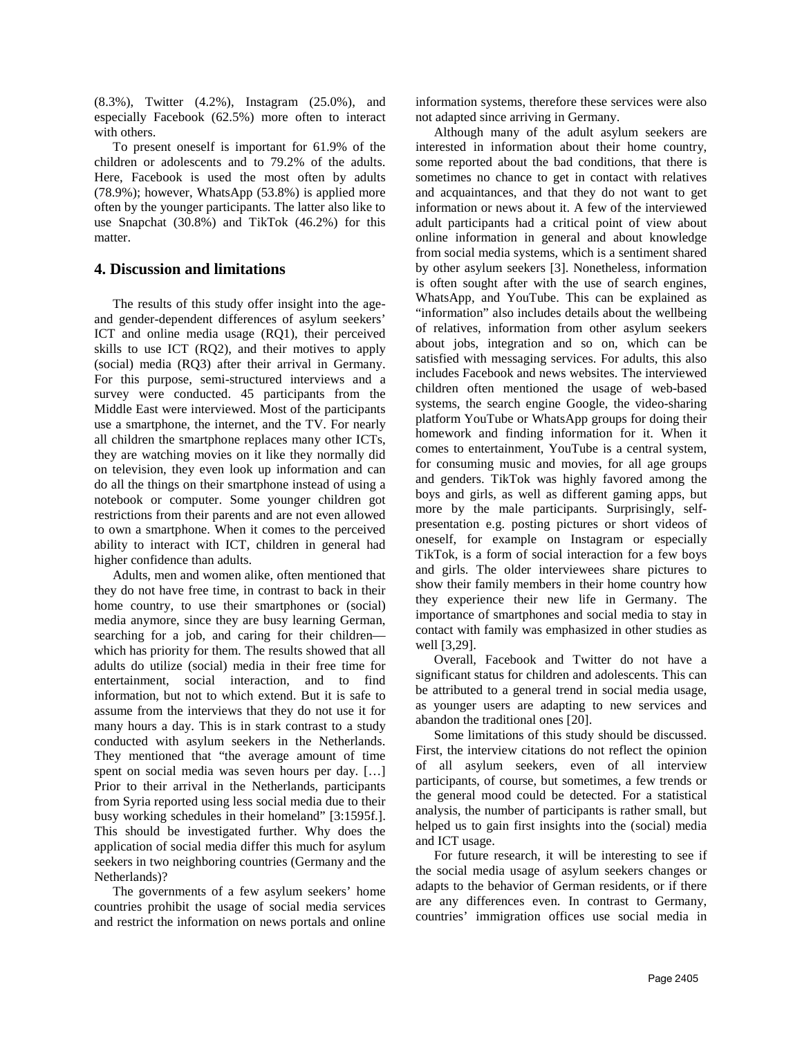(8.3%), Twitter (4.2%), Instagram (25.0%), and especially Facebook (62.5%) more often to interact with others.

To present oneself is important for 61.9% of the children or adolescents and to 79.2% of the adults. Here, Facebook is used the most often by adults (78.9%); however, WhatsApp (53.8%) is applied more often by the younger participants. The latter also like to use Snapchat (30.8%) and TikTok (46.2%) for this matter.

## 4. Discussion and limitations

The results of this study offer insight into the age- and gender-dependent differences of asylum seekers' ICT and online media usage (RQ1), their perceived skills to use ICT (RQ2), and their motives to apply (social) media (RQ3) after their arrival in Germany. For this purpose, semi-structured interviews and a survey were conducted. 45 participants from the Middle East were interviewed. Most of the participants use a smartphone, the internet, and the TV. For nearly all children the smartphone replaces many other ICTs, they are watching movies on it like they normally did on television, they even look up information and can do all the things on their smartphone instead of using a notebook or computer. Some younger children got restrictions from their parents and are not even allowed to own a smartphone. When it comes to the perceived ability to interact with ICT, children in general had higher confidence than adults.

Adults, men and women alike, often mentioned that they do not have free time, in contrast to back in their home country, to use their smartphones or (social) media anymore, since they are busy learning German, searching for a job, and caring for their children—which has priority for them. The results showed that all adults do utilize (social) media in their free time for entertainment, social interaction, and to find information, but not to which extend. But it is safe to assume from the interviews that they do not use it for many hours a day. This is in stark contrast to a study conducted with asylum seekers in the Netherlands. They mentioned that "the average amount of time spent on social media was seven hours per day. […] Prior to their arrival in the Netherlands, participants from Syria reported using less social media due to their busy working schedules in their homeland" [3:1595f.]. This should be investigated further. Why does the application of social media differ this much for asylum seekers in two neighboring countries (Germany and the Netherlands)?

The governments of a few asylum seekers' home countries prohibit the usage of social media services and restrict the information on news portals and online information systems, therefore these services were also not adapted since arriving in Germany.

Although many of the adult asylum seekers are interested in information about their home country, some reported about the bad conditions, that there is sometimes no chance to get in contact with relatives and acquaintances, and that they do not want to get information or news about it. A few of the interviewed adult participants had a critical point of view about online information in general and about knowledge from social media systems, which is a sentiment shared by other asylum seekers [3]. Nonetheless, information is often sought after with the use of search engines, WhatsApp, and YouTube. This can be explained as "information" also includes details about the wellbeing of relatives, information from other asylum seekers about jobs, integration and so on, which can be satisfied with messaging services. For adults, this also includes Facebook and news websites. The interviewed children often mentioned the usage of web-based systems, the search engine Google, the video-sharing platform YouTube or WhatsApp groups for doing their homework and finding information for it. When it comes to entertainment, YouTube is a central system, for consuming music and movies, for all age groups and genders. TikTok was highly favored among the boys and girls, as well as different gaming apps, but more by the male participants. Surprisingly, self-presentation e.g. posting pictures or short videos of oneself, for example on Instagram or especially TikTok, is a form of social interaction for a few boys and girls. The older interviewees share pictures to show their family members in their home country how they experience their new life in Germany. The importance of smartphones and social media to stay in contact with family was emphasized in other studies as well [3,29].

Overall, Facebook and Twitter do not have a significant status for children and adolescents. This can be attributed to a general trend in social media usage, as younger users are adapting to new services and abandon the traditional ones [20].

Some limitations of this study should be discussed. First, the interview citations do not reflect the opinion of all asylum seekers, even of all interview participants, of course, but sometimes, a few trends or the general mood could be detected. For a statistical analysis, the number of participants is rather small, but helped us to gain first insights into the (social) media and ICT usage.

For future research, it will be interesting to see if the social media usage of asylum seekers changes or adapts to the behavior of German residents, or if there are any differences even. In contrast to Germany, countries' immigration offices use social media in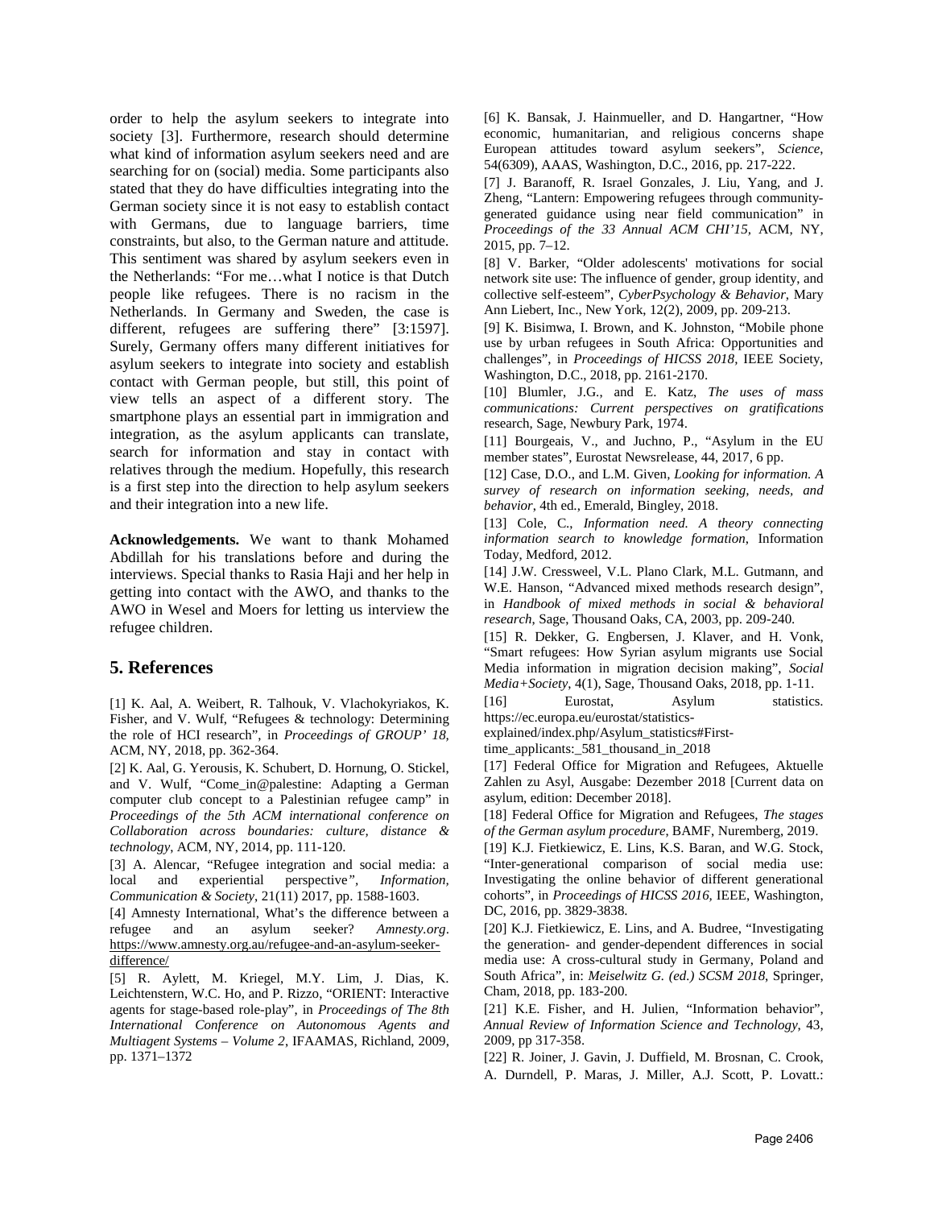order to help the asylum seekers to integrate into society [3]. Furthermore, research should determine what kind of information asylum seekers need and are searching for on (social) media. Some participants also stated that they do have difficulties integrating into the German society since it is not easy to establish contact with Germans, due to language barriers, time constraints, but also, to the German nature and attitude. This sentiment was shared by asylum seekers even in the Netherlands: "For me…what I notice is that Dutch people like refugees. There is no racism in the Netherlands. In Germany and Sweden, the case is different, refugees are suffering there" [3:1597]. Surely, Germany offers many different initiatives for asylum seekers to integrate into society and establish contact with German people, but still, this point of view tells an aspect of a different story. The smartphone plays an essential part in immigration and integration, as the asylum applicants can translate, search for information and stay in contact with relatives through the medium. Hopefully, this research is a first step into the direction to help asylum seekers and their integration into a new life.

**Acknowledgements.** We want to thank Mohamed Abdillah for his translations before and during the interviews. Special thanks to Rasia Haji and her help in getting into contact with the AWO, and thanks to the AWO in Wesel and Moers for letting us interview the refugee children.

## 5. References

[1] K. Aal, A. Weibert, R. Talhouk, V. Vlachokyriakos, K. Fisher, and V. Wulf, "Refugees & technology: Determining the role of HCI research", in *Proceedings of GROUP' 18*, ACM, NY, 2018, pp. 362-364.

[2] K. Aal, G. Yerousis, K. Schubert, D. Hornung, O. Stickel, and V. Wulf, "Come_in@palestine: Adapting a German computer club concept to a Palestinian refugee camp" in *Proceedings of the 5th ACM international conference on Collaboration across boundaries: culture, distance & technology*, ACM, NY, 2014, pp. 111-120.

[3] A. Alencar, "Refugee integration and social media: a local and experiential perspective", *Information, Communication & Society*, 21(11) 2017, pp. 1588-1603.

[4] Amnesty International, What's the difference between a refugee and an asylum seeker? *Amnesty.org*. https://www.amnesty.org.au/refugee-and-an-asylum-seeker-difference/

[5] R. Aylett, M. Kriegel, M.Y. Lim, J. Dias, K. Leichtenstern, W.C. Ho, and P. Rizzo, "ORIENT: Interactive agents for stage-based role-play", in *Proceedings of The 8th International Conference on Autonomous Agents and Multiagent Systems – Volume 2*, IFAAMAS, Richland, 2009, pp. 1371–1372

[6] K. Bansak, J. Hainmueller, and D. Hangartner, "How economic, humanitarian, and religious concerns shape European attitudes toward asylum seekers", *Science*, 54(6309), AAAS, Washington, D.C., 2016, pp. 217-222.

[7] J. Baranoff, R. Israel Gonzales, J. Liu, Yang, and J. Zheng, "Lantern: Empowering refugees through community-generated guidance using near field communication" in *Proceedings of the 33 Annual ACM CHI'15*, ACM, NY, 2015, pp. 7–12.

[8] V. Barker, "Older adolescents' motivations for social network site use: The influence of gender, group identity, and collective self-esteem", *CyberPsychology & Behavior*, Mary Ann Liebert, Inc., New York, 12(2), 2009, pp. 209-213.

[9] K. Bisimwa, I. Brown, and K. Johnston, "Mobile phone use by urban refugees in South Africa: Opportunities and challenges", in *Proceedings of HICSS 2018*, IEEE Society, Washington, D.C., 2018, pp. 2161-2170.

[10] Blumler, J.G., and E. Katz, *The uses of mass communications: Current perspectives on gratifications* research, Sage, Newbury Park, 1974.

[11] Bourgeais, V., and Juchno, P., "Asylum in the EU member states", Eurostat Newsrelease, 44, 2017, 6 pp.

[12] Case, D.O., and L.M. Given, *Looking for information. A survey of research on information seeking, needs, and behavior*, 4th ed., Emerald, Bingley, 2018.

[13] Cole, C., *Information need. A theory connecting information search to knowledge formation*, Information Today, Medford, 2012.

[14] J.W. Cressweel, V.L. Plano Clark, M.L. Gutmann, and W.E. Hanson, "Advanced mixed methods research design", in *Handbook of mixed methods in social & behavioral research*, Sage, Thousand Oaks, CA, 2003, pp. 209-240.

[15] R. Dekker, G. Engbersen, J. Klaver, and H. Vonk, "Smart refugees: How Syrian asylum migrants use Social Media information in migration decision making", *Social Media+Society*, 4(1), Sage, Thousand Oaks, 2018, pp. 1-11.

[16] Eurostat, Asylum statistics. https://ec.europa.eu/eurostat/statistics-explained/index.php/Asylum_statistics#First-time_applicants:_581_thousand_in_2018

[17] Federal Office for Migration and Refugees, Aktuelle Zahlen zu Asyl, Ausgabe: Dezember 2018 [Current data on asylum, edition: December 2018].

[18] Federal Office for Migration and Refugees, *The stages of the German asylum procedure*, BAMF, Nuremberg, 2019.

[19] K.J. Fietkiewicz, E. Lins, K.S. Baran, and W.G. Stock, "Inter-generational comparison of social media use: Investigating the online behavior of different generational cohorts", in *Proceedings of HICSS 2016*, IEEE, Washington, DC, 2016, pp. 3829-3838.

[20] K.J. Fietkiewicz, E. Lins, and A. Budree, "Investigating the generation- and gender-dependent differences in social media use: A cross-cultural study in Germany, Poland and South Africa", in: *Meiselwitz G. (ed.) SCSM 2018*, Springer, Cham, 2018, pp. 183-200.

[21] K.E. Fisher, and H. Julien, "Information behavior", *Annual Review of Information Science and Technology*, 43, 2009, pp 317-358.

[22] R. Joiner, J. Gavin, J. Duffield, M. Brosnan, C. Crook, A. Durndell, P. Maras, J. Miller, A.J. Scott, P. Lovatt.: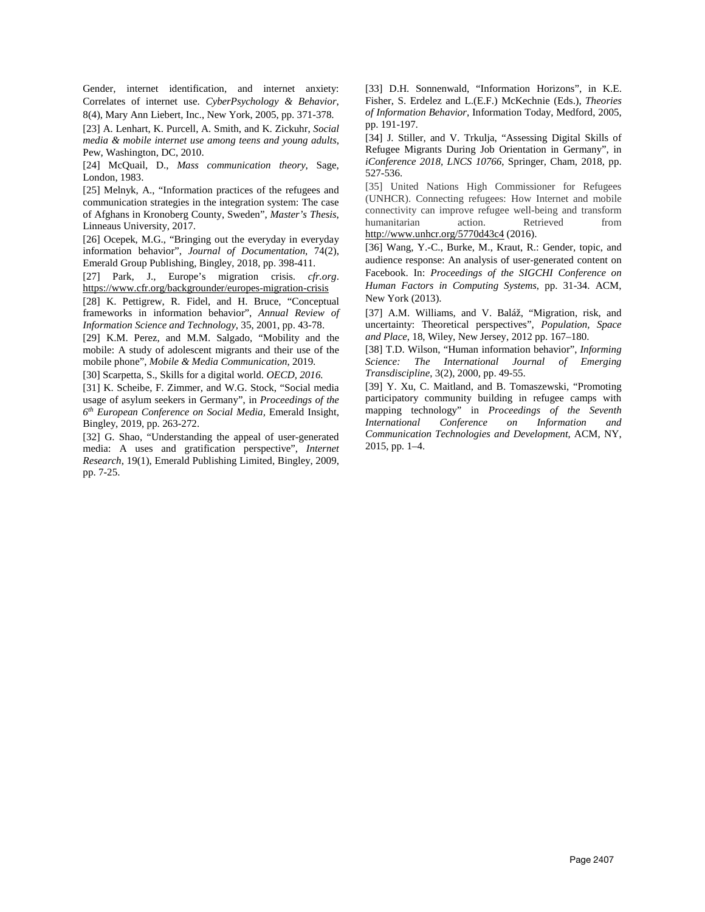Gender, internet identification, and internet anxiety: Correlates of internet use. *CyberPsychology & Behavior*, 8(4), Mary Ann Liebert, Inc., New York, 2005, pp. 371-378.

[23] A. Lenhart, K. Purcell, A. Smith, and K. Zickuhr, *Social media & mobile internet use among teens and young adults*, Pew, Washington, DC, 2010.

[24] McQuail, D., *Mass communication theory*, Sage, London, 1983.

[25] Melnyk, A., "Information practices of the refugees and communication strategies in the integration system: The case of Afghans in Kronoberg County, Sweden", *Master's Thesis*, Linneaus University, 2017.

[26] Ocepek, M.G., "Bringing out the everyday in everyday information behavior", *Journal of Documentation*, 74(2), Emerald Group Publishing, Bingley, 2018, pp. 398-411.

[27] Park, J., Europe's migration crisis. *cfr.org*. https://www.cfr.org/backgrounder/europes-migration-crisis

[28] K. Pettigrew, R. Fidel, and H. Bruce, "Conceptual frameworks in information behavior", *Annual Review of Information Science and Technology*, 35, 2001, pp. 43-78.

[29] K.M. Perez, and M.M. Salgado, "Mobility and the mobile: A study of adolescent migrants and their use of the mobile phone", *Mobile & Media Communication*, 2019.

[30] Scarpetta, S., Skills for a digital world. *OECD, 2016.*

[31] K. Scheibe, F. Zimmer, and W.G. Stock, "Social media usage of asylum seekers in Germany", in *Proceedings of the 6th European Conference on Social Media*, Emerald Insight, Bingley, 2019, pp. 263-272.

[32] G. Shao, "Understanding the appeal of user-generated media: A uses and gratification perspective", *Internet Research*, 19(1), Emerald Publishing Limited, Bingley, 2009, pp. 7-25.

[33] D.H. Sonnenwald, "Information Horizons", in K.E. Fisher, S. Erdelez and L.(E.F.) McKechnie (Eds.), *Theories of Information Behavior*, Information Today, Medford, 2005, pp. 191-197.

[34] J. Stiller, and V. Trkulja, "Assessing Digital Skills of Refugee Migrants During Job Orientation in Germany", in *iConference 2018, LNCS 10766*, Springer, Cham, 2018, pp. 527-536.

[35] United Nations High Commissioner for Refugees (UNHCR). Connecting refugees: How Internet and mobile connectivity can improve refugee well-being and transform humanitarian action. Retrieved from http://www.unhcr.org/5770d43c4 (2016).

[36] Wang, Y.-C., Burke, M., Kraut, R.: Gender, topic, and audience response: An analysis of user-generated content on Facebook. In: *Proceedings of the SIGCHI Conference on Human Factors in Computing Systems*, pp. 31-34. ACM, New York (2013).

[37] A.M. Williams, and V. Baláž, "Migration, risk, and uncertainty: Theoretical perspectives", *Population, Space and Place*, 18, Wiley, New Jersey, 2012 pp. 167–180.

[38] T.D. Wilson, "Human information behavior", *Informing Science: The International Journal of Emerging Transdiscipline*, 3(2), 2000, pp. 49-55.

[39] Y. Xu, C. Maitland, and B. Tomaszewski, "Promoting participatory community building in refugee camps with mapping technology" in *Proceedings of the Seventh International Conference on Information and Communication Technologies and Development*, ACM, NY, 2015, pp. 1–4.